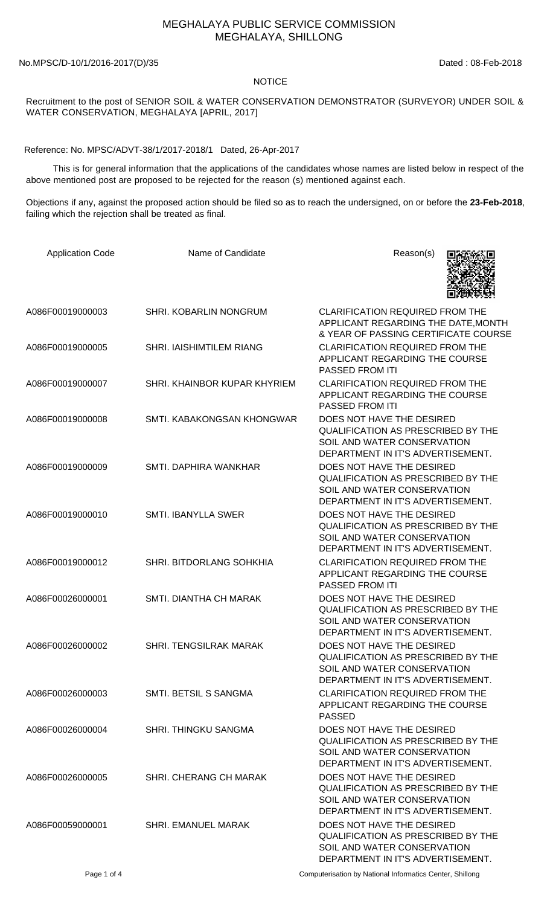# MEGHALAYA PUBLIC SERVICE COMMISSION
# MEGHALAYA, SHILLONG

No.MPSC/D-10/1/2016-2017(D)/35

Dated : 08-Feb-2018

## NOTICE

Recruitment to the post of SENIOR SOIL & WATER CONSERVATION DEMONSTRATOR (SURVEYOR) UNDER SOIL & WATER CONSERVATION, MEGHALAYA [APRIL, 2017]

Reference: No. MPSC/ADVT-38/1/2017-2018/1 Dated, 26-Apr-2017

This is for general information that the applications of the candidates whose names are listed below in respect of the above mentioned post are proposed to be rejected for the reason (s) mentioned against each.

Objections if any, against the proposed action should be filed so as to reach the undersigned, on or before the **23-Feb-2018**, failing which the rejection shall be treated as final.

| Application Code | Name of Candidate | Reason(s) |
|---|---|---|
| A086F00019000003 | SHRI. KOBARLIN NONGRUM | CLARIFICATION REQUIRED FROM THE APPLICANT REGARDING THE DATE,MONTH & YEAR OF PASSING CERTIFICATE COURSE |
| A086F00019000005 | SHRI. IAISHIMTILEM RIANG | CLARIFICATION REQUIRED FROM THE APPLICANT REGARDING THE COURSE PASSED FROM ITI |
| A086F00019000007 | SHRI. KHAINBOR KUPAR KHYRIEM | CLARIFICATION REQUIRED FROM THE APPLICANT REGARDING THE COURSE PASSED FROM ITI |
| A086F00019000008 | SMTI. KABAKONGSAN KHONGWAR | DOES NOT HAVE THE DESIRED QUALIFICATION AS PRESCRIBED BY THE SOIL AND WATER CONSERVATION DEPARTMENT IN IT'S ADVERTISEMENT. |
| A086F00019000009 | SMTI. DAPHIRA WANKHAR | DOES NOT HAVE THE DESIRED QUALIFICATION AS PRESCRIBED BY THE SOIL AND WATER CONSERVATION DEPARTMENT IN IT'S ADVERTISEMENT. |
| A086F00019000010 | SMTI. IBANYLLA SWER | DOES NOT HAVE THE DESIRED QUALIFICATION AS PRESCRIBED BY THE SOIL AND WATER CONSERVATION DEPARTMENT IN IT'S ADVERTISEMENT. |
| A086F00019000012 | SHRI. BITDORLANG SOHKHIA | CLARIFICATION REQUIRED FROM THE APPLICANT REGARDING THE COURSE PASSED FROM ITI |
| A086F00026000001 | SMTI. DIANTHA CH MARAK | DOES NOT HAVE THE DESIRED QUALIFICATION AS PRESCRIBED BY THE SOIL AND WATER CONSERVATION DEPARTMENT IN IT'S ADVERTISEMENT. |
| A086F00026000002 | SHRI. TENGSILRAK MARAK | DOES NOT HAVE THE DESIRED QUALIFICATION AS PRESCRIBED BY THE SOIL AND WATER CONSERVATION DEPARTMENT IN IT'S ADVERTISEMENT. |
| A086F00026000003 | SMTI. BETSIL S SANGMA | CLARIFICATION REQUIRED FROM THE APPLICANT REGARDING THE COURSE PASSED |
| A086F00026000004 | SHRI. THINGKU SANGMA | DOES NOT HAVE THE DESIRED QUALIFICATION AS PRESCRIBED BY THE SOIL AND WATER CONSERVATION DEPARTMENT IN IT'S ADVERTISEMENT. |
| A086F00026000005 | SHRI. CHERANG CH MARAK | DOES NOT HAVE THE DESIRED QUALIFICATION AS PRESCRIBED BY THE SOIL AND WATER CONSERVATION DEPARTMENT IN IT'S ADVERTISEMENT. |
| A086F00059000001 | SHRI. EMANUEL MARAK | DOES NOT HAVE THE DESIRED QUALIFICATION AS PRESCRIBED BY THE SOIL AND WATER CONSERVATION DEPARTMENT IN IT'S ADVERTISEMENT. |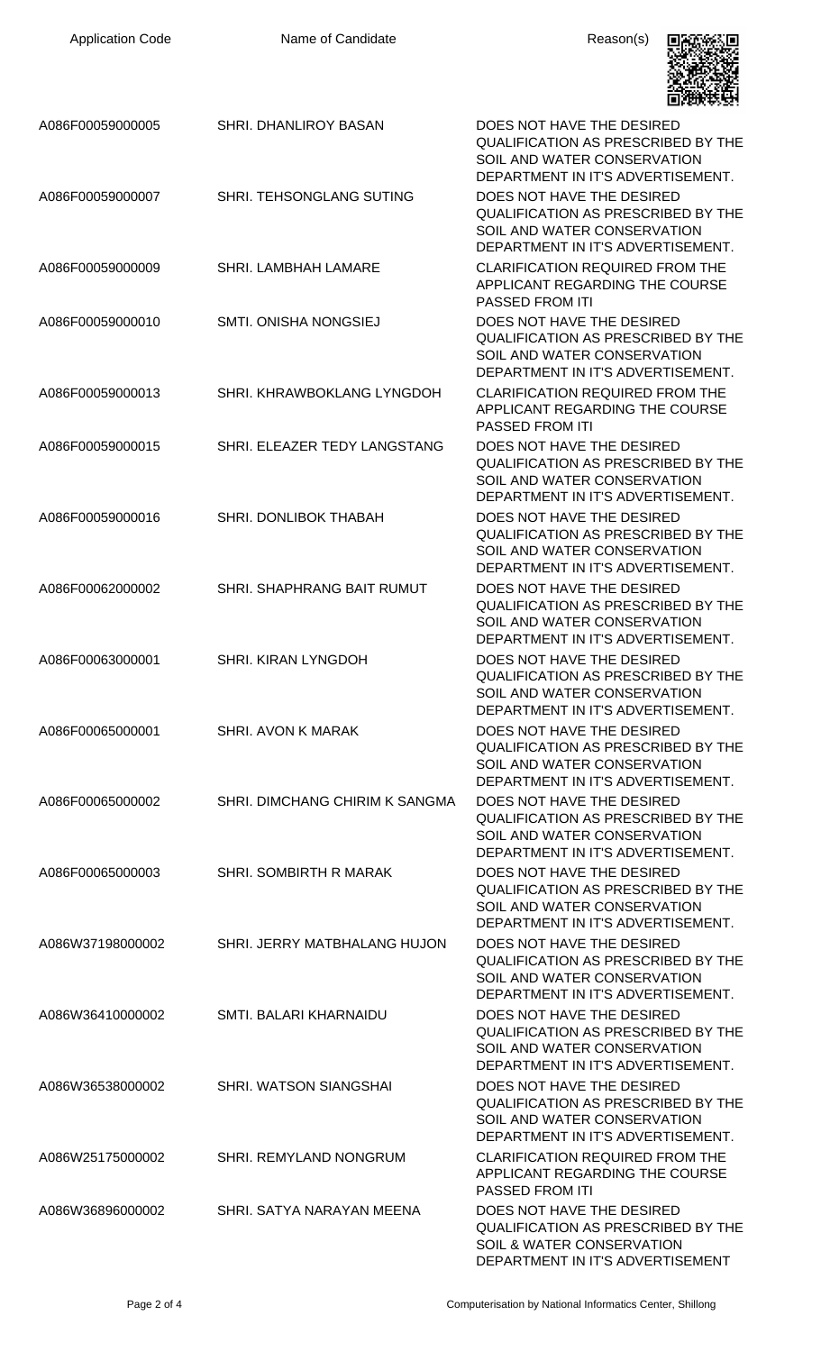| Application Code | Name of Candidate | Reason(s) |
| --- | --- | --- |
| A086F00059000005 | SHRI. DHANLIROY BASAN | DOES NOT HAVE THE DESIRED QUALIFICATION AS PRESCRIBED BY THE SOIL AND WATER CONSERVATION DEPARTMENT IN IT'S ADVERTISEMENT. |
| A086F00059000007 | SHRI. TEHSONGLANG SUTING | DOES NOT HAVE THE DESIRED QUALIFICATION AS PRESCRIBED BY THE SOIL AND WATER CONSERVATION DEPARTMENT IN IT'S ADVERTISEMENT. |
| A086F00059000009 | SHRI. LAMBHAH LAMARE | CLARIFICATION REQUIRED FROM THE APPLICANT REGARDING THE COURSE PASSED FROM ITI |
| A086F00059000010 | SMTI. ONISHA NONGSIEJ | DOES NOT HAVE THE DESIRED QUALIFICATION AS PRESCRIBED BY THE SOIL AND WATER CONSERVATION DEPARTMENT IN IT'S ADVERTISEMENT. |
| A086F00059000013 | SHRI. KHRAWBOKLANG LYNGDOH | CLARIFICATION REQUIRED FROM THE APPLICANT REGARDING THE COURSE PASSED FROM ITI |
| A086F00059000015 | SHRI. ELEAZER TEDY LANGSTANG | DOES NOT HAVE THE DESIRED QUALIFICATION AS PRESCRIBED BY THE SOIL AND WATER CONSERVATION DEPARTMENT IN IT'S ADVERTISEMENT. |
| A086F00059000016 | SHRI. DONLIBOK THABAH | DOES NOT HAVE THE DESIRED QUALIFICATION AS PRESCRIBED BY THE SOIL AND WATER CONSERVATION DEPARTMENT IN IT'S ADVERTISEMENT. |
| A086F00062000002 | SHRI. SHAPHRANG BAIT RUMUT | DOES NOT HAVE THE DESIRED QUALIFICATION AS PRESCRIBED BY THE SOIL AND WATER CONSERVATION DEPARTMENT IN IT'S ADVERTISEMENT. |
| A086F00063000001 | SHRI. KIRAN LYNGDOH | DOES NOT HAVE THE DESIRED QUALIFICATION AS PRESCRIBED BY THE SOIL AND WATER CONSERVATION DEPARTMENT IN IT'S ADVERTISEMENT. |
| A086F00065000001 | SHRI. AVON K MARAK | DOES NOT HAVE THE DESIRED QUALIFICATION AS PRESCRIBED BY THE SOIL AND WATER CONSERVATION DEPARTMENT IN IT'S ADVERTISEMENT. |
| A086F00065000002 | SHRI. DIMCHANG CHIRIM K SANGMA | DOES NOT HAVE THE DESIRED QUALIFICATION AS PRESCRIBED BY THE SOIL AND WATER CONSERVATION DEPARTMENT IN IT'S ADVERTISEMENT. |
| A086F00065000003 | SHRI. SOMBIRTH R MARAK | DOES NOT HAVE THE DESIRED QUALIFICATION AS PRESCRIBED BY THE SOIL AND WATER CONSERVATION DEPARTMENT IN IT'S ADVERTISEMENT. |
| A086W37198000002 | SHRI. JERRY MATBHALANG HUJON | DOES NOT HAVE THE DESIRED QUALIFICATION AS PRESCRIBED BY THE SOIL AND WATER CONSERVATION DEPARTMENT IN IT'S ADVERTISEMENT. |
| A086W36410000002 | SMTI. BALARI KHARNAIDU | DOES NOT HAVE THE DESIRED QUALIFICATION AS PRESCRIBED BY THE SOIL AND WATER CONSERVATION DEPARTMENT IN IT'S ADVERTISEMENT. |
| A086W36538000002 | SHRI. WATSON SIANGSHAI | DOES NOT HAVE THE DESIRED QUALIFICATION AS PRESCRIBED BY THE SOIL AND WATER CONSERVATION DEPARTMENT IN IT'S ADVERTISEMENT. |
| A086W25175000002 | SHRI. REMYLAND NONGRUM | CLARIFICATION REQUIRED FROM THE APPLICANT REGARDING THE COURSE PASSED FROM ITI |
| A086W36896000002 | SHRI. SATYA NARAYAN MEENA | DOES NOT HAVE THE DESIRED QUALIFICATION AS PRESCRIBED BY THE SOIL & WATER CONSERVATION DEPARTMENT IN IT'S ADVERTISEMENT |

Computerisation by National Informatics Center, Shillong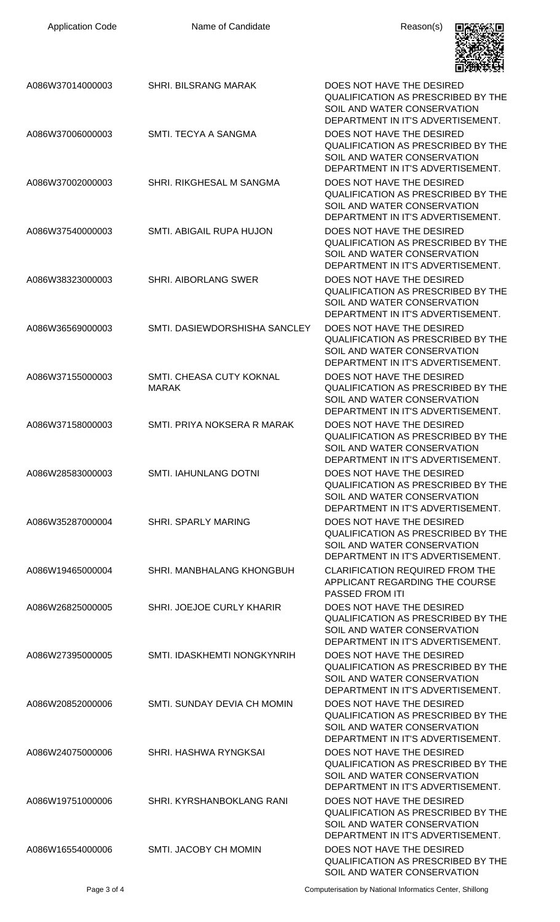| Application Code | Name of Candidate | Reason(s) |
| --- | --- | --- |
| A086W37014000003 | SHRI. BILSRANG MARAK | DOES NOT HAVE THE DESIRED QUALIFICATION AS PRESCRIBED BY THE SOIL AND WATER CONSERVATION DEPARTMENT IN IT'S ADVERTISEMENT. |
| A086W37006000003 | SMTI. TECYA A SANGMA | DOES NOT HAVE THE DESIRED QUALIFICATION AS PRESCRIBED BY THE SOIL AND WATER CONSERVATION DEPARTMENT IN IT'S ADVERTISEMENT. |
| A086W37002000003 | SHRI. RIKGHESAL M SANGMA | DOES NOT HAVE THE DESIRED QUALIFICATION AS PRESCRIBED BY THE SOIL AND WATER CONSERVATION DEPARTMENT IN IT'S ADVERTISEMENT. |
| A086W37540000003 | SMTI. ABIGAIL RUPA HUJON | DOES NOT HAVE THE DESIRED QUALIFICATION AS PRESCRIBED BY THE SOIL AND WATER CONSERVATION DEPARTMENT IN IT'S ADVERTISEMENT. |
| A086W38323000003 | SHRI. AIBORLANG SWER | DOES NOT HAVE THE DESIRED QUALIFICATION AS PRESCRIBED BY THE SOIL AND WATER CONSERVATION DEPARTMENT IN IT'S ADVERTISEMENT. |
| A086W36569000003 | SMTI. DASIEWDORSHISHA SANCLEY | DOES NOT HAVE THE DESIRED QUALIFICATION AS PRESCRIBED BY THE SOIL AND WATER CONSERVATION DEPARTMENT IN IT'S ADVERTISEMENT. |
| A086W37155000003 | SMTI. CHEASA CUTY KOKNAL MARAK | DOES NOT HAVE THE DESIRED QUALIFICATION AS PRESCRIBED BY THE SOIL AND WATER CONSERVATION DEPARTMENT IN IT'S ADVERTISEMENT. |
| A086W37158000003 | SMTI. PRIYA NOKSERA R MARAK | DOES NOT HAVE THE DESIRED QUALIFICATION AS PRESCRIBED BY THE SOIL AND WATER CONSERVATION DEPARTMENT IN IT'S ADVERTISEMENT. |
| A086W28583000003 | SMTI. IAHUNLANG DOTNI | DOES NOT HAVE THE DESIRED QUALIFICATION AS PRESCRIBED BY THE SOIL AND WATER CONSERVATION DEPARTMENT IN IT'S ADVERTISEMENT. |
| A086W35287000004 | SHRI. SPARLY MARING | DOES NOT HAVE THE DESIRED QUALIFICATION AS PRESCRIBED BY THE SOIL AND WATER CONSERVATION DEPARTMENT IN IT'S ADVERTISEMENT. |
| A086W19465000004 | SHRI. MANBHALANG KHONGBUH | CLARIFICATION REQUIRED FROM THE APPLICANT REGARDING THE COURSE PASSED FROM ITI |
| A086W26825000005 | SHRI. JOEJOE CURLY KHARIR | DOES NOT HAVE THE DESIRED QUALIFICATION AS PRESCRIBED BY THE SOIL AND WATER CONSERVATION DEPARTMENT IN IT'S ADVERTISEMENT. |
| A086W27395000005 | SMTI. IDASKHEMTI NONGKYNRIH | DOES NOT HAVE THE DESIRED QUALIFICATION AS PRESCRIBED BY THE SOIL AND WATER CONSERVATION DEPARTMENT IN IT'S ADVERTISEMENT. |
| A086W20852000006 | SMTI. SUNDAY DEVIA CH MOMIN | DOES NOT HAVE THE DESIRED QUALIFICATION AS PRESCRIBED BY THE SOIL AND WATER CONSERVATION DEPARTMENT IN IT'S ADVERTISEMENT. |
| A086W24075000006 | SHRI. HASHWA RYNGKSAI | DOES NOT HAVE THE DESIRED QUALIFICATION AS PRESCRIBED BY THE SOIL AND WATER CONSERVATION DEPARTMENT IN IT'S ADVERTISEMENT. |
| A086W19751000006 | SHRI. KYRSHANBOKLANG RANI | DOES NOT HAVE THE DESIRED QUALIFICATION AS PRESCRIBED BY THE SOIL AND WATER CONSERVATION DEPARTMENT IN IT'S ADVERTISEMENT. |
| A086W16554000006 | SMTI. JACOBY CH MOMIN | DOES NOT HAVE THE DESIRED QUALIFICATION AS PRESCRIBED BY THE SOIL AND WATER CONSERVATION |

Computerisation by National Informatics Center, Shillong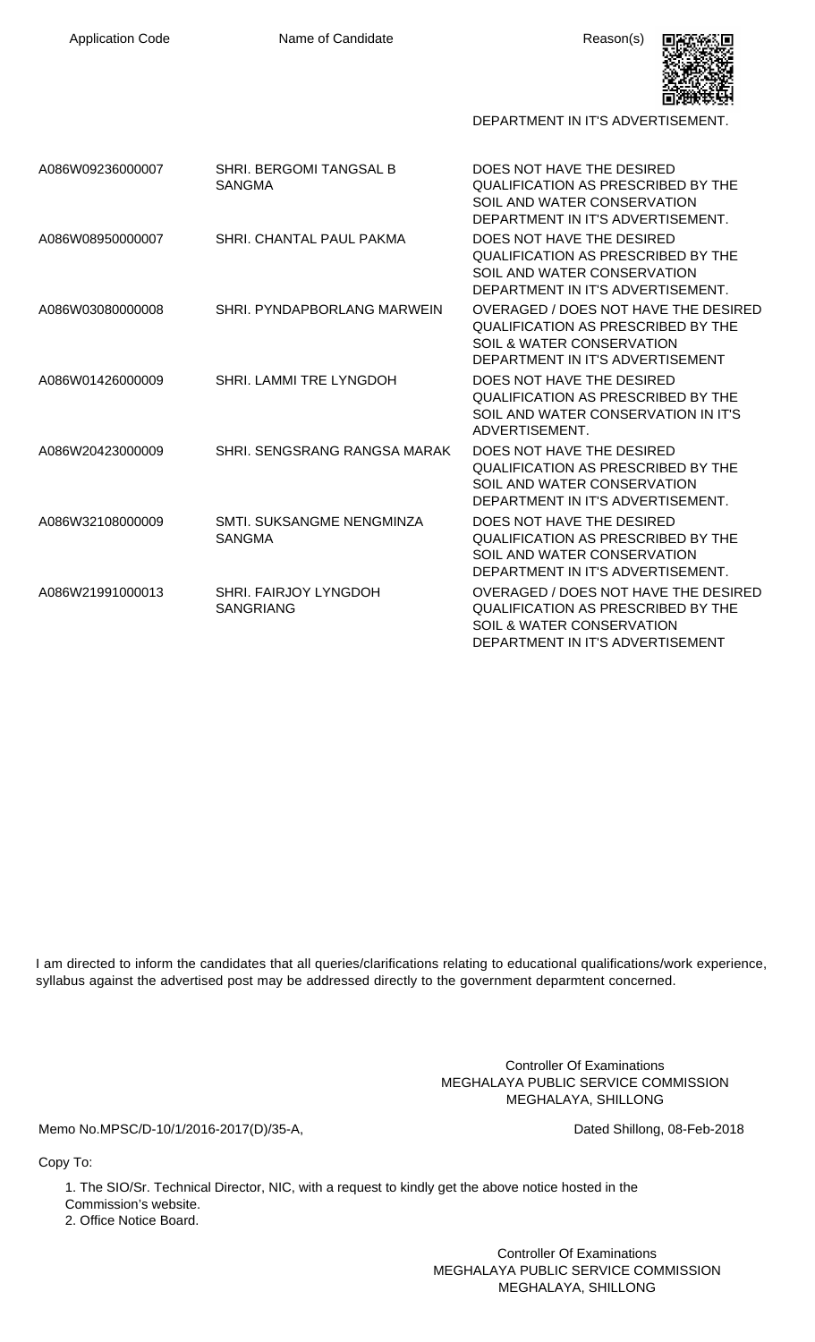| Application Code | Name of Candidate | Reason(s) |
|---|---|---|
| | | DEPARTMENT IN IT'S ADVERTISEMENT. |
| A086W09236000007 | SHRI. BERGOMI TANGSAL B SANGMA | DOES NOT HAVE THE DESIRED QUALIFICATION AS PRESCRIBED BY THE SOIL AND WATER CONSERVATION DEPARTMENT IN IT'S ADVERTISEMENT. |
| A086W08950000007 | SHRI. CHANTAL PAUL PAKMA | DOES NOT HAVE THE DESIRED QUALIFICATION AS PRESCRIBED BY THE SOIL AND WATER CONSERVATION DEPARTMENT IN IT'S ADVERTISEMENT. |
| A086W03080000008 | SHRI. PYNDAPBORLANG MARWEIN | OVERAGED / DOES NOT HAVE THE DESIRED QUALIFICATION AS PRESCRIBED BY THE SOIL & WATER CONSERVATION DEPARTMENT IN IT'S ADVERTISEMENT |
| A086W01426000009 | SHRI. LAMMI TRE LYNGDOH | DOES NOT HAVE THE DESIRED QUALIFICATION AS PRESCRIBED BY THE SOIL AND WATER CONSERVATION IN IT'S ADVERTISEMENT. |
| A086W20423000009 | SHRI. SENGSRANG RANGSA MARAK | DOES NOT HAVE THE DESIRED QUALIFICATION AS PRESCRIBED BY THE SOIL AND WATER CONSERVATION DEPARTMENT IN IT'S ADVERTISEMENT. |
| A086W32108000009 | SMTI. SUKSANGME NENGMINZA SANGMA | DOES NOT HAVE THE DESIRED QUALIFICATION AS PRESCRIBED BY THE SOIL AND WATER CONSERVATION DEPARTMENT IN IT'S ADVERTISEMENT. |
| A086W21991000013 | SHRI. FAIRJOY LYNGDOH SANGRIANG | OVERAGED / DOES NOT HAVE THE DESIRED QUALIFICATION AS PRESCRIBED BY THE SOIL & WATER CONSERVATION DEPARTMENT IN IT'S ADVERTISEMENT |

I am directed to inform the candidates that all queries/clarifications relating to educational qualifications/work experience, syllabus against the advertised post may be addressed directly to the government deparmtent concerned.

Controller Of Examinations
MEGHALAYA PUBLIC SERVICE COMMISSION
MEGHALAYA, SHILLONG

Memo No.MPSC/D-10/1/2016-2017(D)/35-A, Dated Shillong, 08-Feb-2018

Copy To:

1. The SIO/Sr. Technical Director, NIC, with a request to kindly get the above notice hosted in the Commission's website.
2. Office Notice Board.

Controller Of Examinations
MEGHALAYA PUBLIC SERVICE COMMISSION
MEGHALAYA, SHILLONG